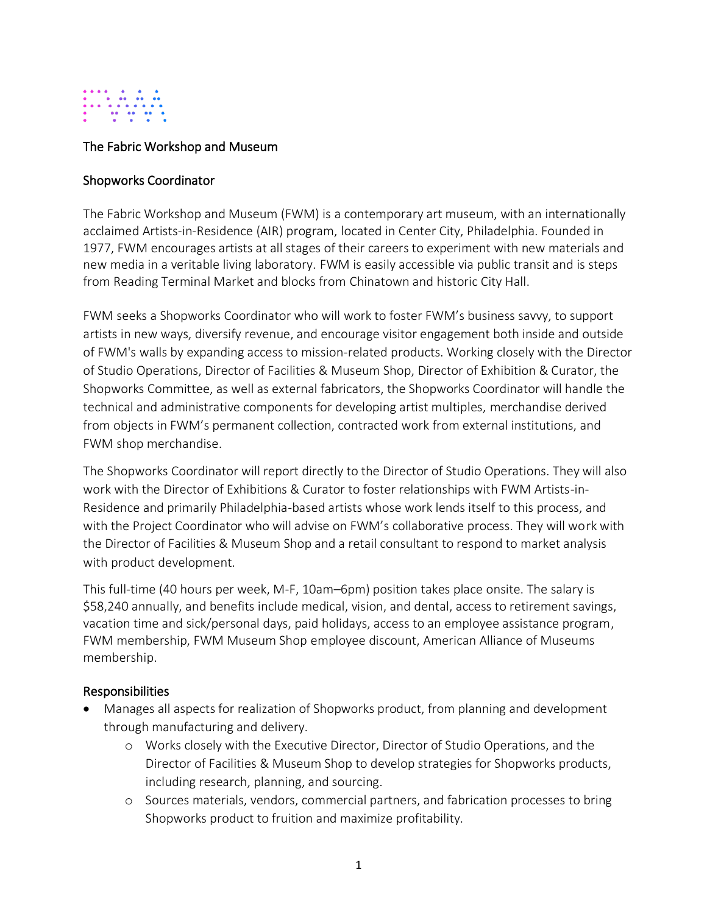# The Fabric Workshop and Museum

## Shopworks Coordinator

The Fabric Workshop and Museum (FWM) is a contemporary art museum, with an internationally acclaimed Artists-in-Residence (AIR) program, located in Center City, Philadelphia. Founded in 1977, FWM encourages artists at all stages of their careers to experiment with new materials and new media in a veritable living laboratory. FWM is easily accessible via public transit and is steps from Reading Terminal Market and blocks from Chinatown and historic City Hall.

FWM seeks a Shopworks Coordinator who will work to foster FWM's business savvy, to support artists in new ways, diversify revenue, and encourage visitor engagement both inside and outside of FWM's walls by expanding access to mission-related products. Working closely with the Director of Studio Operations, Director of Facilities & Museum Shop, Director of Exhibition & Curator, the Shopworks Committee, as well as external fabricators, the Shopworks Coordinator will handle the technical and administrative components for developing artist multiples, merchandise derived from objects in FWM's permanent collection, contracted work from external institutions, and FWM shop merchandise.

The Shopworks Coordinator will report directly to the Director of Studio Operations. They will also work with the Director of Exhibitions & Curator to foster relationships with FWM Artists-in-Residence and primarily Philadelphia-based artists whose work lends itself to this process, and with the Project Coordinator who will advise on FWM's collaborative process. They will work with the Director of Facilities & Museum Shop and a retail consultant to respond to market analysis with product development.

This full-time (40 hours per week, M-F, 10am–6pm) position takes place onsite. The salary is $58,240 annually, and benefits include medical, vision, and dental, access to retirement savings, vacation time and sick/personal days, paid holidays, access to an employee assistance program, FWM membership, FWM Museum Shop employee discount, American Alliance of Museums membership.

### Responsibilities

- Manages all aspects for realization of Shopworks product, from planning and development through manufacturing and delivery.
    - Works closely with the Executive Director, Director of Studio Operations, and the Director of Facilities & Museum Shop to develop strategies for Shopworks products, including research, planning, and sourcing.
    - Sources materials, vendors, commercial partners, and fabrication processes to bring Shopworks product to fruition and maximize profitability.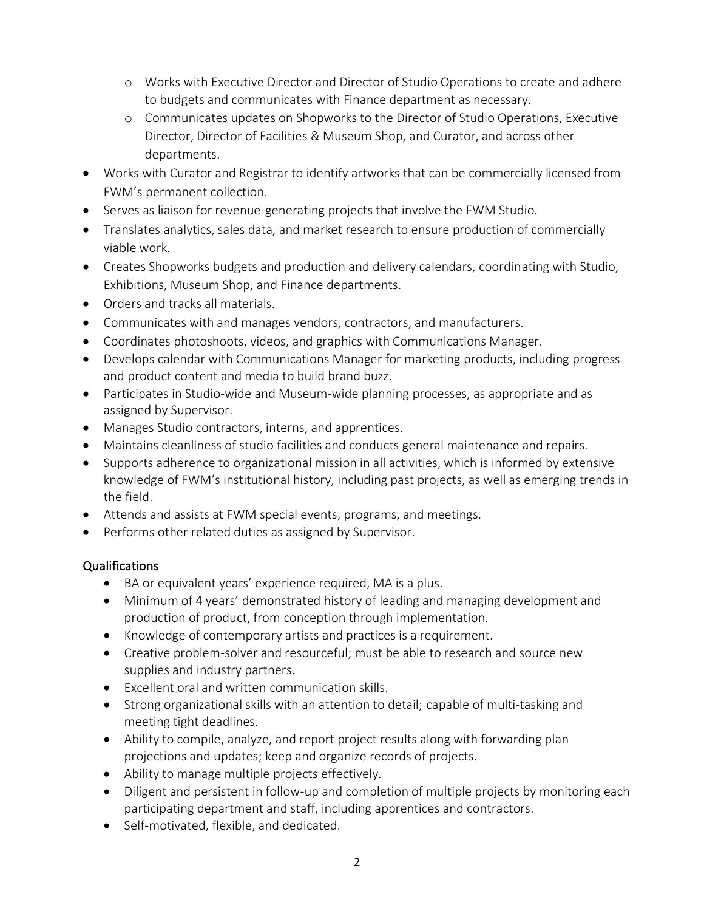- Works with Executive Director and Director of Studio Operations to create and adhere to budgets and communicates with Finance department as necessary.
  - Communicates updates on Shopworks to the Director of Studio Operations, Executive Director, Director of Facilities & Museum Shop, and Curator, and across other departments.
- Works with Curator and Registrar to identify artworks that can be commercially licensed from FWM's permanent collection.
- Serves as liaison for revenue-generating projects that involve the FWM Studio.
- Translates analytics, sales data, and market research to ensure production of commercially viable work.
- Creates Shopworks budgets and production and delivery calendars, coordinating with Studio, Exhibitions, Museum Shop, and Finance departments.
- Orders and tracks all materials.
- Communicates with and manages vendors, contractors, and manufacturers.
- Coordinates photoshoots, videos, and graphics with Communications Manager.
- Develops calendar with Communications Manager for marketing products, including progress and product content and media to build brand buzz.
- Participates in Studio-wide and Museum-wide planning processes, as appropriate and as assigned by Supervisor.
- Manages Studio contractors, interns, and apprentices.
- Maintains cleanliness of studio facilities and conducts general maintenance and repairs.
- Supports adherence to organizational mission in all activities, which is informed by extensive knowledge of FWM's institutional history, including past projects, as well as emerging trends in the field.
- Attends and assists at FWM special events, programs, and meetings.
- Performs other related duties as assigned by Supervisor.

## Qualifications

- BA or equivalent years' experience required, MA is a plus.
- Minimum of 4 years' demonstrated history of leading and managing development and production of product, from conception through implementation.
- Knowledge of contemporary artists and practices is a requirement.
- Creative problem-solver and resourceful; must be able to research and source new supplies and industry partners.
- Excellent oral and written communication skills.
- Strong organizational skills with an attention to detail; capable of multi-tasking and meeting tight deadlines.
- Ability to compile, analyze, and report project results along with forwarding plan projections and updates; keep and organize records of projects.
- Ability to manage multiple projects effectively.
- Diligent and persistent in follow-up and completion of multiple projects by monitoring each participating department and staff, including apprentices and contractors.
- Self-motivated, flexible, and dedicated.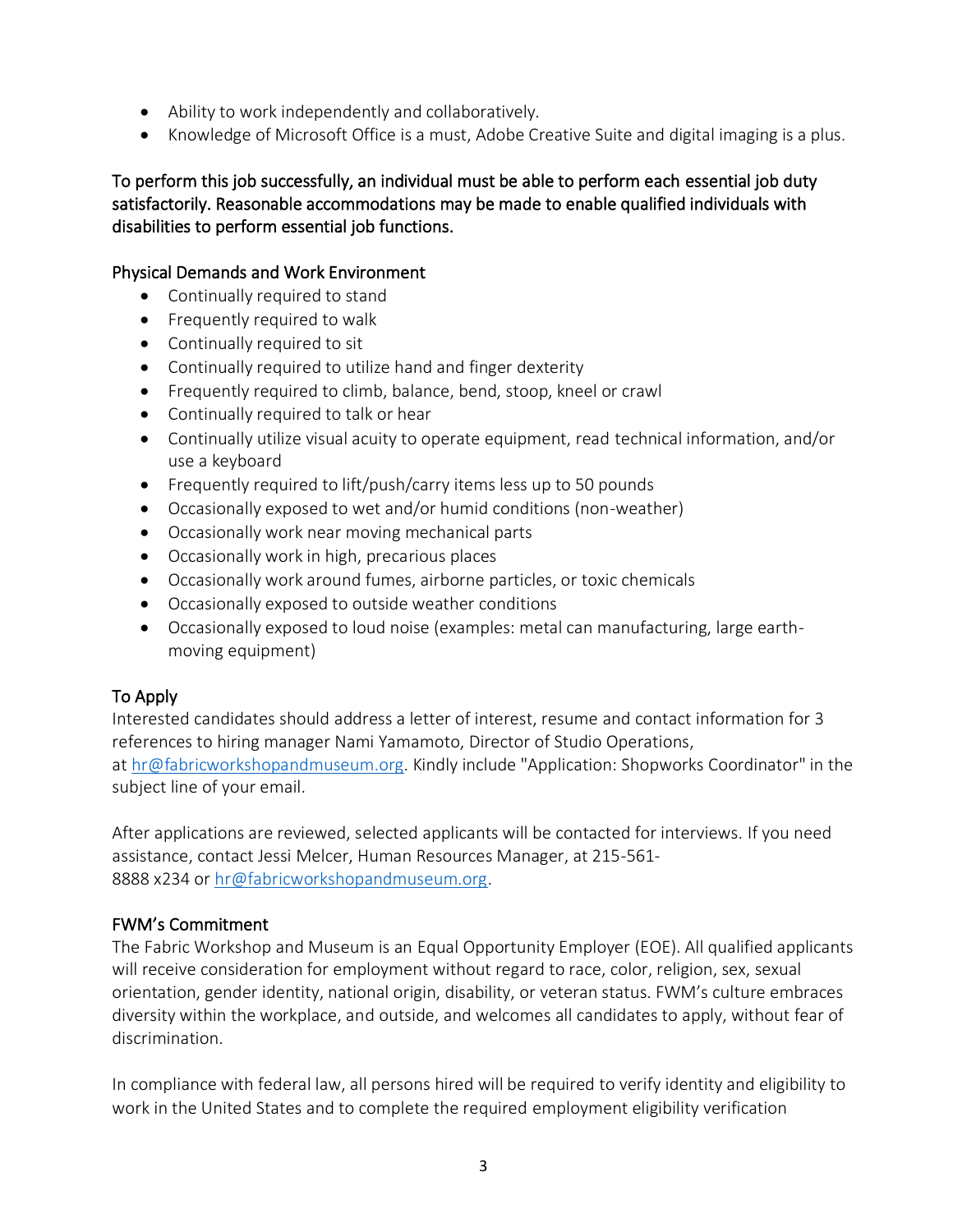- Ability to work independently and collaboratively.
- Knowledge of Microsoft Office is a must, Adobe Creative Suite and digital imaging is a plus.

To perform this job successfully, an individual must be able to perform each essential job duty satisfactorily. Reasonable accommodations may be made to enable qualified individuals with disabilities to perform essential job functions.

## Physical Demands and Work Environment

- Continually required to stand
- Frequently required to walk
- Continually required to sit
- Continually required to utilize hand and finger dexterity
- Frequently required to climb, balance, bend, stoop, kneel or crawl
- Continually required to talk or hear
- Continually utilize visual acuity to operate equipment, read technical information, and/or use a keyboard
- Frequently required to lift/push/carry items less up to 50 pounds
- Occasionally exposed to wet and/or humid conditions (non-weather)
- Occasionally work near moving mechanical parts
- Occasionally work in high, precarious places
- Occasionally work around fumes, airborne particles, or toxic chemicals
- Occasionally exposed to outside weather conditions
- Occasionally exposed to loud noise (examples: metal can manufacturing, large earth-moving equipment)

## To Apply

Interested candidates should address a letter of interest, resume and contact information for 3 references to hiring manager Nami Yamamoto, Director of Studio Operations, at hr@fabricworkshopandmuseum.org. Kindly include "Application: Shopworks Coordinator" in the subject line of your email.

After applications are reviewed, selected applicants will be contacted for interviews. If you need assistance, contact Jessi Melcer, Human Resources Manager, at 215-561-8888 x234 or hr@fabricworkshopandmuseum.org.

## FWM's Commitment

The Fabric Workshop and Museum is an Equal Opportunity Employer (EOE). All qualified applicants will receive consideration for employment without regard to race, color, religion, sex, sexual orientation, gender identity, national origin, disability, or veteran status. FWM's culture embraces diversity within the workplace, and outside, and welcomes all candidates to apply, without fear of discrimination.

In compliance with federal law, all persons hired will be required to verify identity and eligibility to work in the United States and to complete the required employment eligibility verification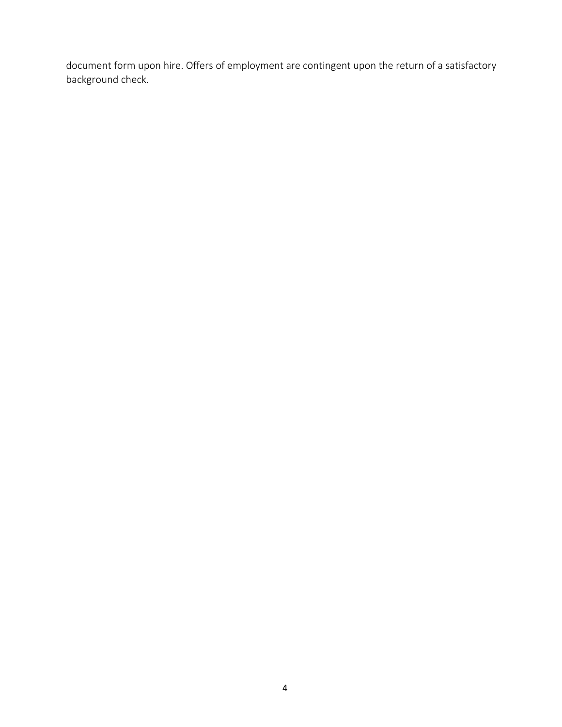document form upon hire. Offers of employment are contingent upon the return of a satisfactory background check.